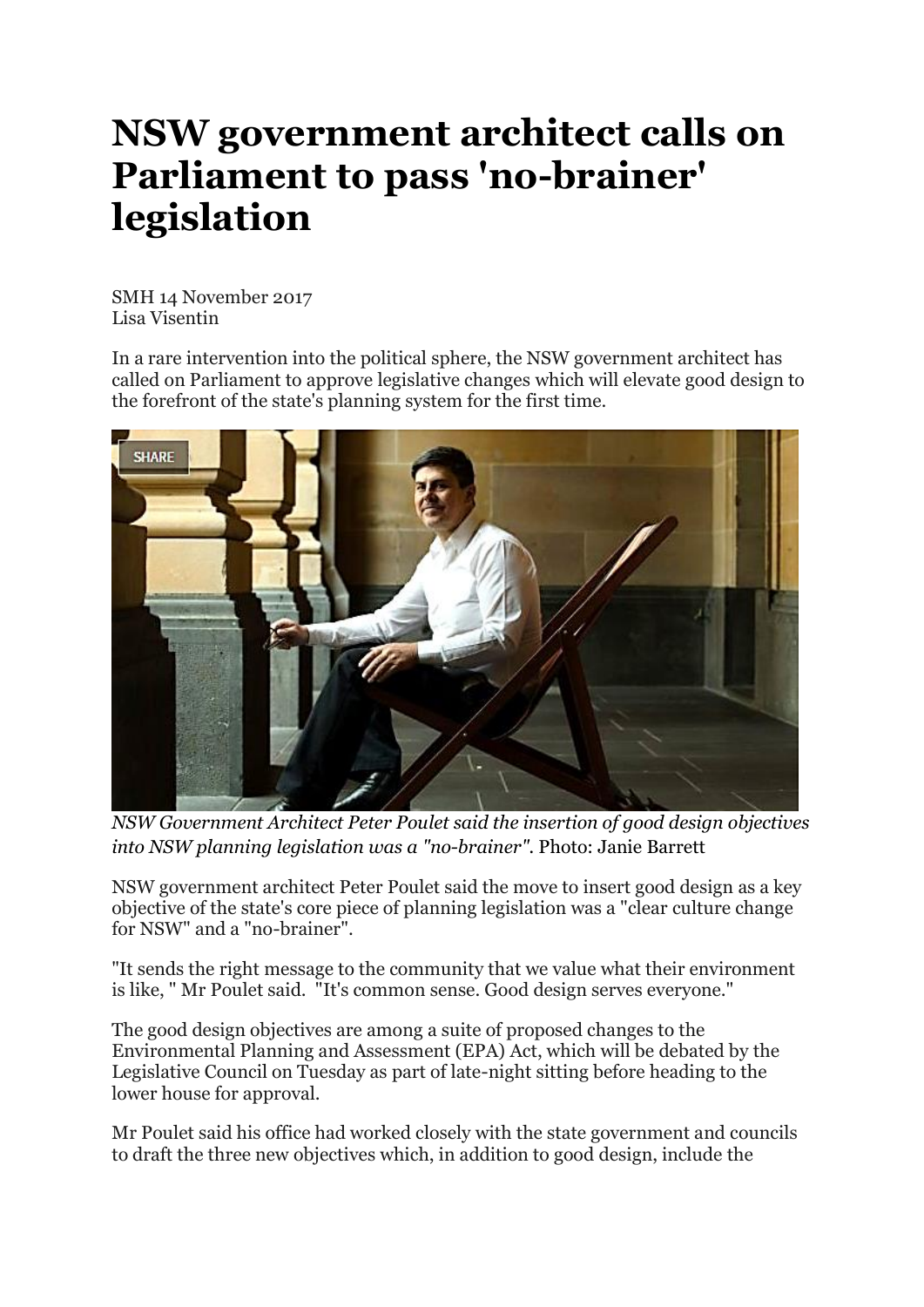# NSW government architect calls on Parliament to pass 'no-brainer' legislation

SMH 14 November 2017
Lisa Visentin

In a rare intervention into the political sphere, the NSW government architect has called on Parliament to approve legislative changes which will elevate good design to the forefront of the state's planning system for the first time.

*NSW Government Architect Peter Poulet said the insertion of good design objectives into NSW planning legislation was a "no-brainer".* Photo: Janie Barrett

NSW government architect Peter Poulet said the move to insert good design as a key objective of the state's core piece of planning legislation was a "clear culture change for NSW" and a "no-brainer".

"It sends the right message to the community that we value what their environment is like, " Mr Poulet said. "It's common sense. Good design serves everyone."

The good design objectives are among a suite of proposed changes to the Environmental Planning and Assessment (EPA) Act, which will be debated by the Legislative Council on Tuesday as part of late-night sitting before heading to the lower house for approval.

Mr Poulet said his office had worked closely with the state government and councils to draft the three new objectives which, in addition to good design, include the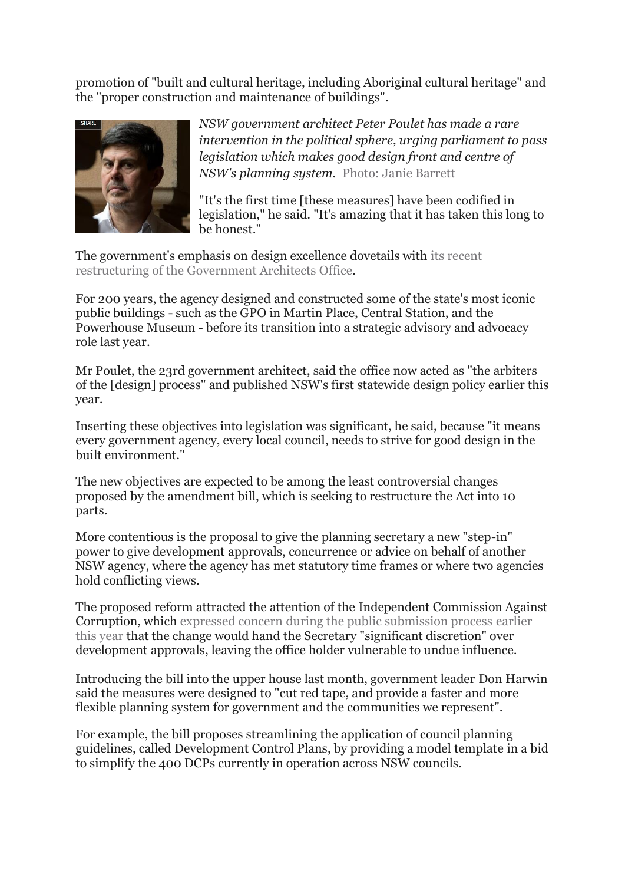promotion of "built and cultural heritage, including Aboriginal cultural heritage" and the "proper construction and maintenance of buildings".

*NSW government architect Peter Poulet has made a rare intervention in the political sphere, urging parliament to pass legislation which makes good design front and centre of NSW's planning system.* Photo: Janie Barrett

"It's the first time [these measures] have been codified in legislation," he said. "It's amazing that it has taken this long to be honest."

The government's emphasis on design excellence dovetails with its recent restructuring of the Government Architects Office.

For 200 years, the agency designed and constructed some of the state's most iconic public buildings - such as the GPO in Martin Place, Central Station, and the Powerhouse Museum - before its transition into a strategic advisory and advocacy role last year.

Mr Poulet, the 23rd government architect, said the office now acted as "the arbiters of the [design] process" and published NSW's first statewide design policy earlier this year.

Inserting these objectives into legislation was significant, he said, because "it means every government agency, every local council, needs to strive for good design in the built environment."

The new objectives are expected to be among the least controversial changes proposed by the amendment bill, which is seeking to restructure the Act into 10 parts.

More contentious is the proposal to give the planning secretary a new "step-in" power to give development approvals, concurrence or advice on behalf of another NSW agency, where the agency has met statutory time frames or where two agencies hold conflicting views.

The proposed reform attracted the attention of the Independent Commission Against Corruption, which expressed concern during the public submission process earlier this year that the change would hand the Secretary "significant discretion" over development approvals, leaving the office holder vulnerable to undue influence.

Introducing the bill into the upper house last month, government leader Don Harwin said the measures were designed to "cut red tape, and provide a faster and more flexible planning system for government and the communities we represent".

For example, the bill proposes streamlining the application of council planning guidelines, called Development Control Plans, by providing a model template in a bid to simplify the 400 DCPs currently in operation across NSW councils.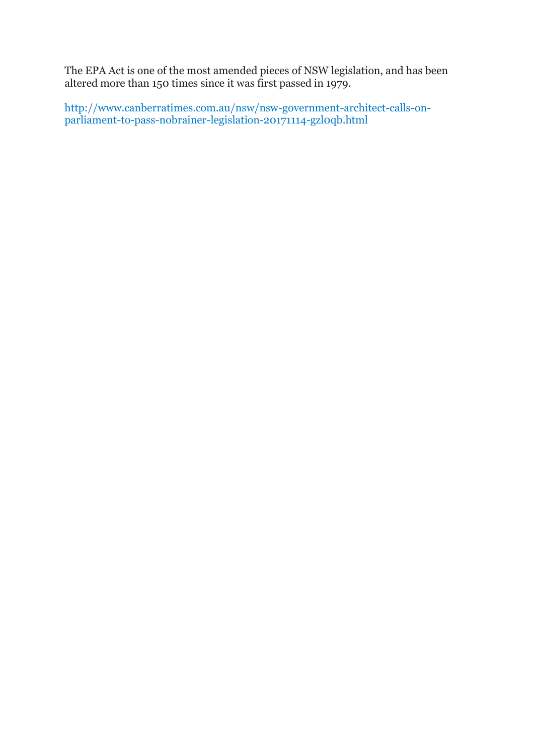The EPA Act is one of the most amended pieces of NSW legislation, and has been altered more than 150 times since it was first passed in 1979.

http://www.canberratimes.com.au/nsw/nsw-government-architect-calls-on-parliament-to-pass-nobrainer-legislation-20171114-gzl0qb.html